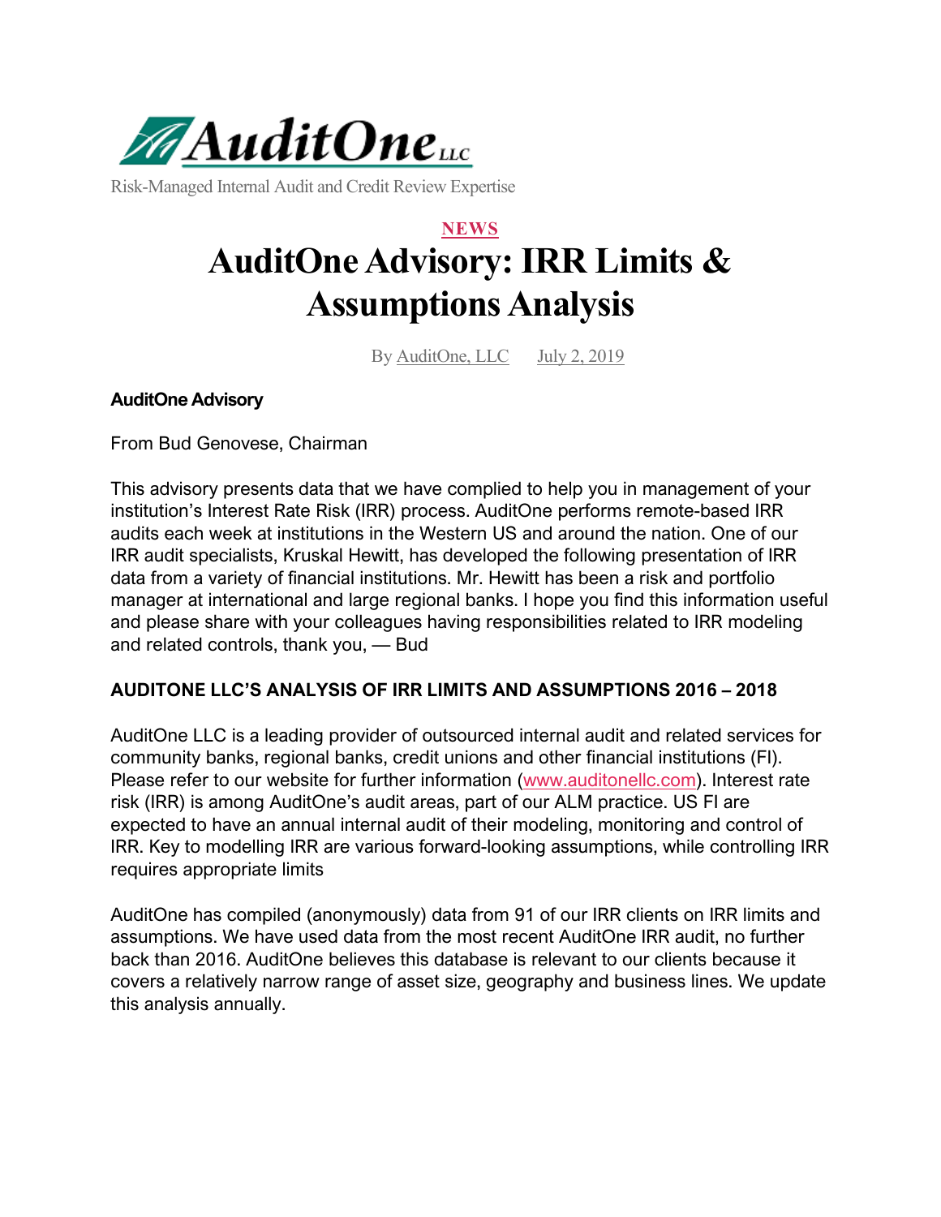AuditOne LLC

Risk-Managed Internal Audit and Credit Review Expertise

NEWS

# AuditOne Advisory: IRR Limits & Assumptions Analysis

By AuditOne, LLC July 2, 2019

**AuditOne Advisory**

From Bud Genovese, Chairman

This advisory presents data that we have complied to help you in management of your institution's Interest Rate Risk (IRR) process. AuditOne performs remote-based IRR audits each week at institutions in the Western US and around the nation. One of our IRR audit specialists, Kruskal Hewitt, has developed the following presentation of IRR data from a variety of financial institutions. Mr. Hewitt has been a risk and portfolio manager at international and large regional banks. I hope you find this information useful and please share with your colleagues having responsibilities related to IRR modeling and related controls, thank you, — Bud

**AUDITONE LLC'S ANALYSIS OF IRR LIMITS AND ASSUMPTIONS 2016 – 2018**

AuditOne LLC is a leading provider of outsourced internal audit and related services for community banks, regional banks, credit unions and other financial institutions (FI). Please refer to our website for further information (www.auditonellc.com). Interest rate risk (IRR) is among AuditOne's audit areas, part of our ALM practice. US FI are expected to have an annual internal audit of their modeling, monitoring and control of IRR. Key to modelling IRR are various forward-looking assumptions, while controlling IRR requires appropriate limits

AuditOne has compiled (anonymously) data from 91 of our IRR clients on IRR limits and assumptions. We have used data from the most recent AuditOne IRR audit, no further back than 2016. AuditOne believes this database is relevant to our clients because it covers a relatively narrow range of asset size, geography and business lines. We update this analysis annually.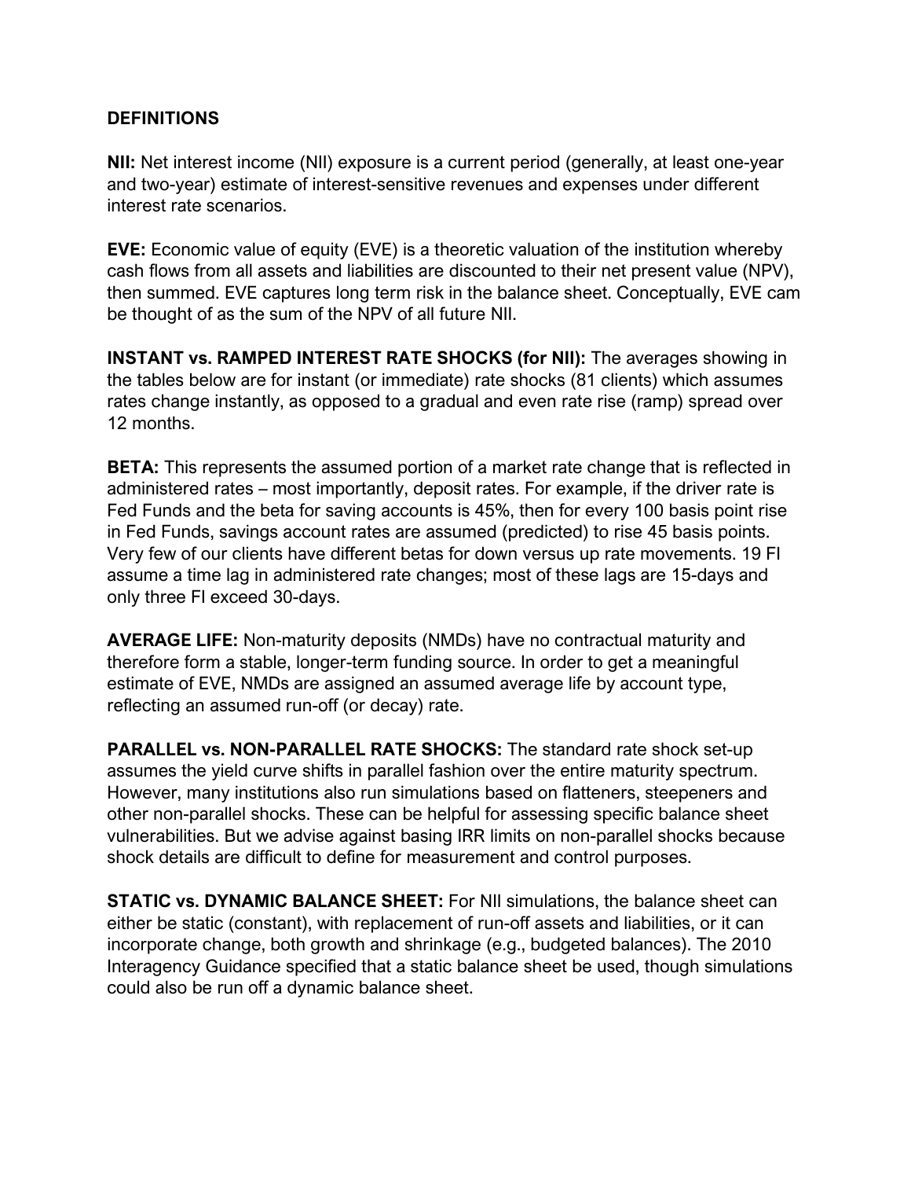## DEFINITIONS

**NII:** Net interest income (NII) exposure is a current period (generally, at least one-year and two-year) estimate of interest-sensitive revenues and expenses under different interest rate scenarios.

**EVE:** Economic value of equity (EVE) is a theoretic valuation of the institution whereby cash flows from all assets and liabilities are discounted to their net present value (NPV), then summed. EVE captures long term risk in the balance sheet. Conceptually, EVE cam be thought of as the sum of the NPV of all future NII.

**INSTANT vs. RAMPED INTEREST RATE SHOCKS (for NII):** The averages showing in the tables below are for instant (or immediate) rate shocks (81 clients) which assumes rates change instantly, as opposed to a gradual and even rate rise (ramp) spread over 12 months.

**BETA:** This represents the assumed portion of a market rate change that is reflected in administered rates – most importantly, deposit rates. For example, if the driver rate is Fed Funds and the beta for saving accounts is 45%, then for every 100 basis point rise in Fed Funds, savings account rates are assumed (predicted) to rise 45 basis points. Very few of our clients have different betas for down versus up rate movements. 19 FI assume a time lag in administered rate changes; most of these lags are 15-days and only three FI exceed 30-days.

**AVERAGE LIFE:** Non-maturity deposits (NMDs) have no contractual maturity and therefore form a stable, longer-term funding source. In order to get a meaningful estimate of EVE, NMDs are assigned an assumed average life by account type, reflecting an assumed run-off (or decay) rate.

**PARALLEL vs. NON-PARALLEL RATE SHOCKS:** The standard rate shock set-up assumes the yield curve shifts in parallel fashion over the entire maturity spectrum. However, many institutions also run simulations based on flatteners, steepeners and other non-parallel shocks. These can be helpful for assessing specific balance sheet vulnerabilities. But we advise against basing IRR limits on non-parallel shocks because shock details are difficult to define for measurement and control purposes.

**STATIC vs. DYNAMIC BALANCE SHEET:** For NII simulations, the balance sheet can either be static (constant), with replacement of run-off assets and liabilities, or it can incorporate change, both growth and shrinkage (e.g., budgeted balances). The 2010 Interagency Guidance specified that a static balance sheet be used, though simulations could also be run off a dynamic balance sheet.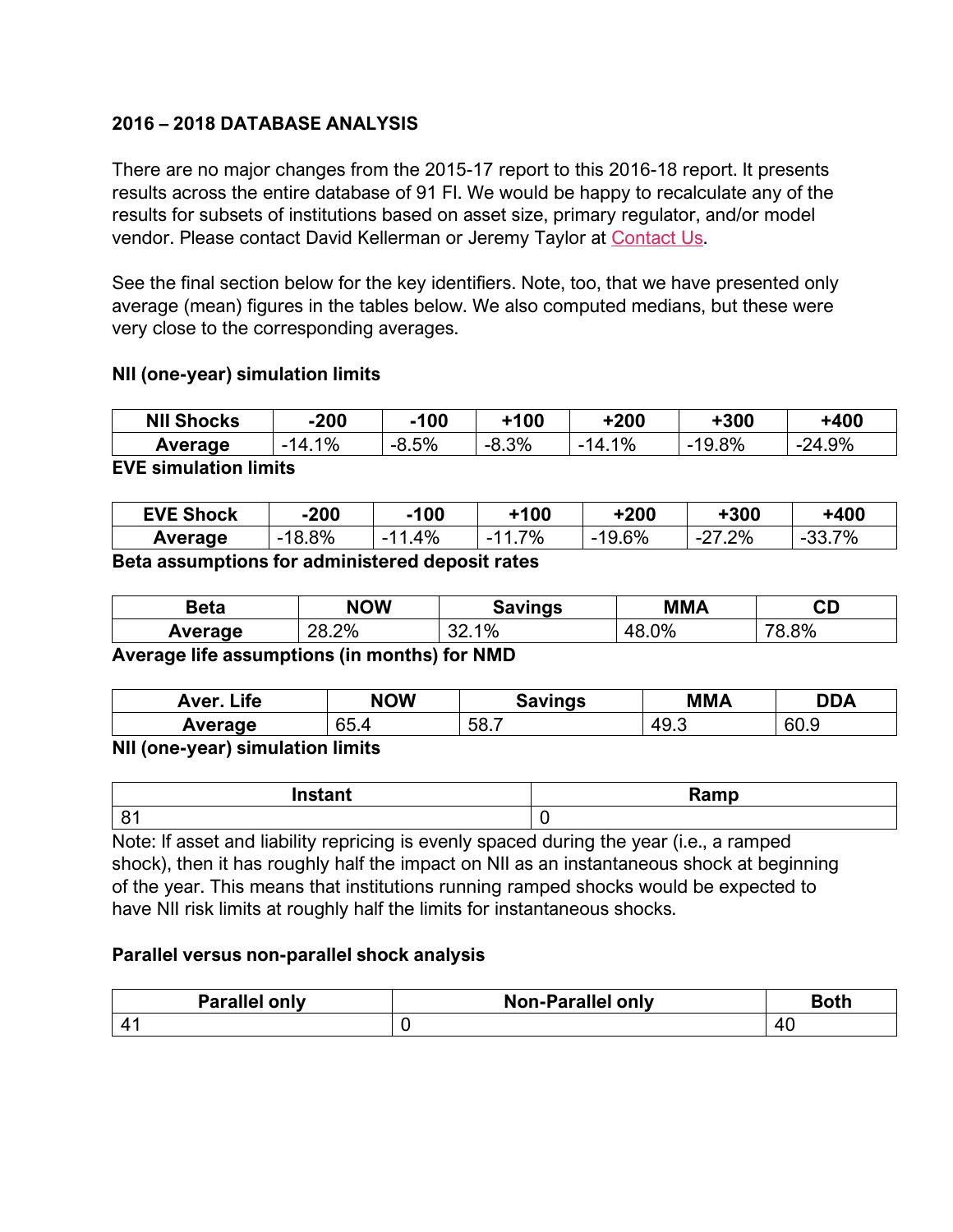**2016 – 2018 DATABASE ANALYSIS**

There are no major changes from the 2015-17 report to this 2016-18 report. It presents results across the entire database of 91 FI. We would be happy to recalculate any of the results for subsets of institutions based on asset size, primary regulator, and/or model vendor. Please contact David Kellerman or Jeremy Taylor at Contact Us.

See the final section below for the key identifiers. Note, too, that we have presented only average (mean) figures in the tables below. We also computed medians, but these were very close to the corresponding averages.

**NII (one-year) simulation limits**

| NII Shocks | -200 | -100 | +100 | +200 | +300 | +400 |
|---|---|---|---|---|---|---|
| Average | -14.1% | -8.5% | -8.3% | -14.1% | -19.8% | -24.9% |

**EVE simulation limits**

| EVE Shock | -200 | -100 | +100 | +200 | +300 | +400 |
|---|---|---|---|---|---|---|
| Average | -18.8% | -11.4% | -11.7% | -19.6% | -27.2% | -33.7% |

**Beta assumptions for administered deposit rates**

| Beta | NOW | Savings | MMA | CD |
|---|---|---|---|---|
| Average | 28.2% | 32.1% | 48.0% | 78.8% |

**Average life assumptions (in months) for NMD**

| Aver. Life | NOW | Savings | MMA | DDA |
|---|---|---|---|---|
| Average | 65.4 | 58.7 | 49.3 | 60.9 |

**NII (one-year) simulation limits**

| Instant | Ramp |
|---|---|
| 81 | 0 |

Note: If asset and liability repricing is evenly spaced during the year (i.e., a ramped shock), then it has roughly half the impact on NII as an instantaneous shock at beginning of the year. This means that institutions running ramped shocks would be expected to have NII risk limits at roughly half the limits for instantaneous shocks.

**Parallel versus non-parallel shock analysis**

| Parallel only | Non-Parallel only | Both |
|---|---|---|
| 41 | 0 | 40 |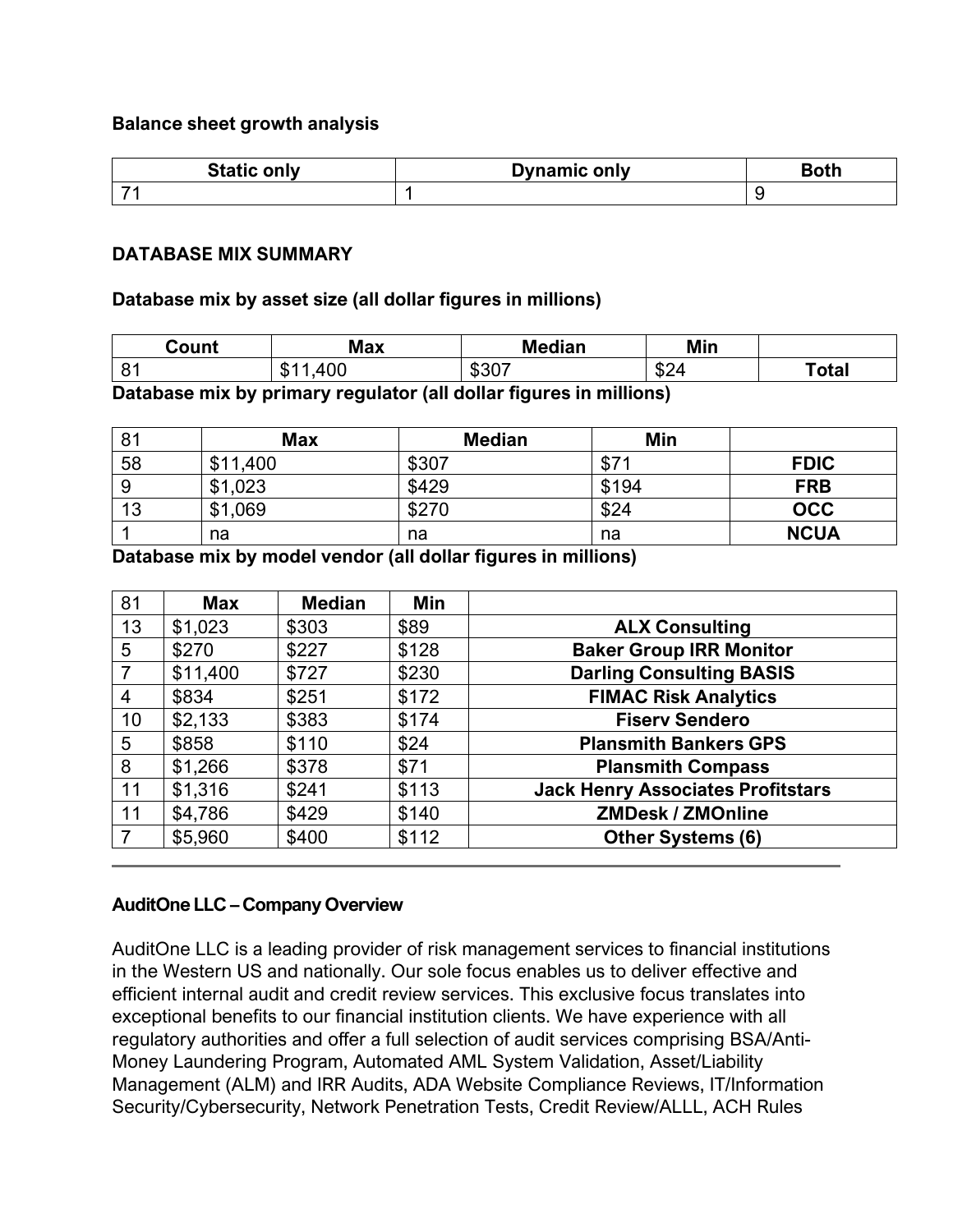**Balance sheet growth analysis**

| Static only | Dynamic only | Both |
|---|---|---|
| 71 | 1 | 9 |

**DATABASE MIX SUMMARY**

**Database mix by asset size (all dollar figures in millions)**

| Count | Max | Median | Min | |
|---|---|---|---|---|
| 81 | $11,400 | $307 | $24 | **Total** |

**Database mix by primary regulator (all dollar figures in millions)**

| 81 | Max | Median | Min | |
|---|---|---|---|---|
| 58 | $11,400 | $307 | $71 | **FDIC** |
| 9 | $1,023 | $429 | $194 | **FRB** |
| 13 | $1,069 | $270 | $24 | **OCC** |
| 1 | na | na | na | **NCUA** |

**Database mix by model vendor (all dollar figures in millions)**

| 81 | Max | Median | Min | |
|---|---|---|---|---|
| 13 | $1,023 | $303 | $89 | **ALX Consulting** |
| 5 | $270 | $227 | $128 | **Baker Group IRR Monitor** |
| 7 | $11,400 | $727 | $230 | **Darling Consulting BASIS** |
| 4 | $834 | $251 | $172 | **FIMAC Risk Analytics** |
| 10 | $2,133 | $383 | $174 | **Fiserv Sendero** |
| 5 | $858 | $110 | $24 | **Plansmith Bankers GPS** |
| 8 | $1,266 | $378 | $71 | **Plansmith Compass** |
| 11 | $1,316 | $241 | $113 | **Jack Henry Associates Profitstars** |
| 11 | $4,786 | $429 | $140 | **ZMDesk / ZMOnline** |
| 7 | $5,960 | $400 | $112 | **Other Systems (6)** |

---

**AuditOne LLC – Company Overview**

AuditOne LLC is a leading provider of risk management services to financial institutions in the Western US and nationally. Our sole focus enables us to deliver effective and efficient internal audit and credit review services. This exclusive focus translates into exceptional benefits to our financial institution clients. We have experience with all regulatory authorities and offer a full selection of audit services comprising BSA/Anti-Money Laundering Program, Automated AML System Validation, Asset/Liability Management (ALM) and IRR Audits, ADA Website Compliance Reviews, IT/Information Security/Cybersecurity, Network Penetration Tests, Credit Review/ALLL, ACH Rules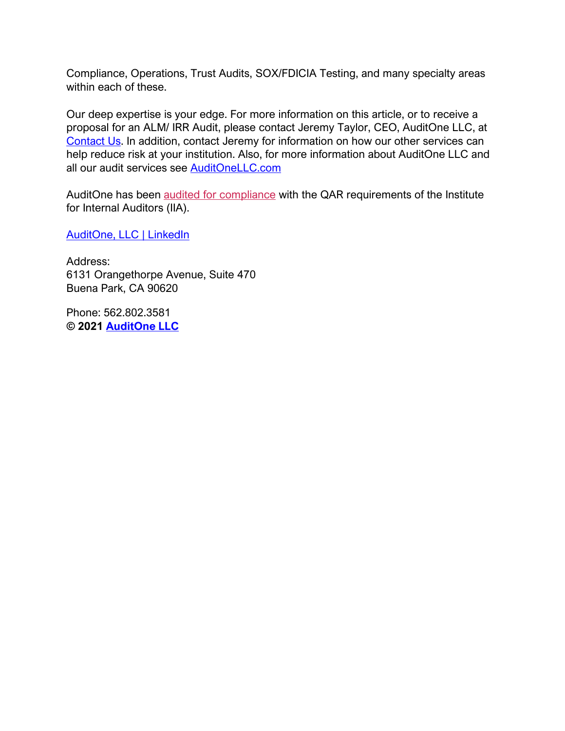Compliance, Operations, Trust Audits, SOX/FDICIA Testing, and many specialty areas within each of these.

Our deep expertise is your edge. For more information on this article, or to receive a proposal for an ALM/ IRR Audit, please contact Jeremy Taylor, CEO, AuditOne LLC, at Contact Us. In addition, contact Jeremy for information on how our other services can help reduce risk at your institution. Also, for more information about AuditOne LLC and all our audit services see AuditOneLLC.com

AuditOne has been audited for compliance with the QAR requirements of the Institute for Internal Auditors (IIA).

AuditOne, LLC | LinkedIn

Address:
6131 Orangethorpe Avenue, Suite 470
Buena Park, CA 90620

Phone: 562.802.3581
**© 2021 AuditOne LLC**